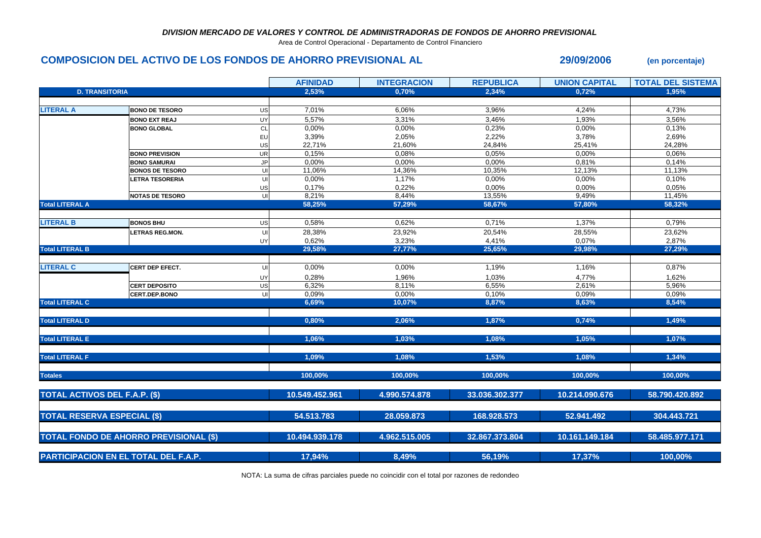*DIVISION MERCADO DE VALORES Y CONTROL DE ADMINISTRADORAS DE FONDOS DE AHORRO PREVISIONAL*

Area de Control Operacional - Departamento de Control Financiero

## COMPOSICION DEL ACTIVO DE LOS FONDOS DE AHORRO PREVISIONAL AL 29/09/2006 (en porcentaje)

| | | | AFINIDAD | INTEGRACION | REPUBLICA | UNION CAPITAL | TOTAL DEL SISTEMA |
|---|---|---|---|---|---|---|---|
| **D. TRANSITORIA** | | | **2,53%** | **0,70%** | **2,34%** | **0,72%** | **1,95%** |
| **LITERAL A** | **BONO DE TESORO** | US | 7,01% | 6,06% | 3,96% | 4,24% | 4,73% |
| | **BONO EXT REAJ** | UY | 5,57% | 3,31% | 3,46% | 1,93% | 3,56% |
| | **BONO GLOBAL** | CL | 0,00% | 0,00% | 0,23% | 0,00% | 0,13% |
| | | EU | 3,39% | 2,05% | 2,22% | 3,78% | 2,69% |
| | | US | 22,71% | 21,60% | 24,84% | 25,41% | 24,28% |
| | **BONO PREVISION** | UR | 0,15% | 0,08% | 0,05% | 0,00% | 0,06% |
| | **BONO SAMURAI** | JP | 0,00% | 0,00% | 0,00% | 0,81% | 0,14% |
| | **BONOS DE TESORO** | UI | 11,06% | 14,36% | 10,35% | 12,13% | 11,13% |
| | **LETRA TESORERIA** | UI | 0,00% | 1,17% | 0,00% | 0,00% | 0,10% |
| | | US | 0,17% | 0,22% | 0,00% | 0,00% | 0,05% |
| | **NOTAS DE TESORO** | UI | 8,21% | 8,44% | 13,55% | 9,49% | 11,45% |
| **Total LITERAL A** | | | **58,25%** | **57,29%** | **58,67%** | **57,80%** | **58,32%** |
| **LITERAL B** | **BONOS BHU** | US | 0,58% | 0,62% | 0,71% | 1,37% | 0,79% |
| | **LETRAS REG.MON.** | UI | 28,38% | 23,92% | 20,54% | 28,55% | 23,62% |
| | | UY | 0,62% | 3,23% | 4,41% | 0,07% | 2,87% |
| **Total LITERAL B** | | | **29,58%** | **27,77%** | **25,65%** | **29,98%** | **27,29%** |
| **LITERAL C** | **CERT DEP EFECT.** | UI | 0,00% | 0,00% | 1,19% | 1,16% | 0,87% |
| | | UY | 0,28% | 1,96% | 1,03% | 4,77% | 1,62% |
| | **CERT DEPOSITO** | US | 6,32% | 8,11% | 6,55% | 2,61% | 5,96% |
| | **CERT.DEP.BONO** | UI | 0,09% | 0,00% | 0,10% | 0,09% | 0,09% |
| **Total LITERAL C** | | | **6,69%** | **10,07%** | **8,87%** | **8,63%** | **8,54%** |
| **Total LITERAL D** | | | **0,80%** | **2,06%** | **1,87%** | **0,74%** | **1,49%** |
| **Total LITERAL E** | | | **1,06%** | **1,03%** | **1,08%** | **1,05%** | **1,07%** |
| **Total LITERAL F** | | | **1,09%** | **1,08%** | **1,53%** | **1,08%** | **1,34%** |
| **Totales** | | | **100,00%** | **100,00%** | **100,00%** | **100,00%** | **100,00%** |
| **TOTAL ACTIVOS DEL F.A.P. ($)** | | | **10.549.452.961** | **4.990.574.878** | **33.036.302.377** | **10.214.090.676** | **58.790.420.892** |
| **TOTAL RESERVA ESPECIAL ($)** | | | **54.513.783** | **28.059.873** | **168.928.573** | **52.941.492** | **304.443.721** |
| **TOTAL FONDO DE AHORRO PREVISIONAL ($)** | | | **10.494.939.178** | **4.962.515.005** | **32.867.373.804** | **10.161.149.184** | **58.485.977.171** |
| **PARTICIPACION EN EL TOTAL DEL F.A.P.** | | | **17,94%** | **8,49%** | **56,19%** | **17,37%** | **100,00%** |

NOTA: La suma de cifras parciales puede no coincidir con el total por razones de redondeo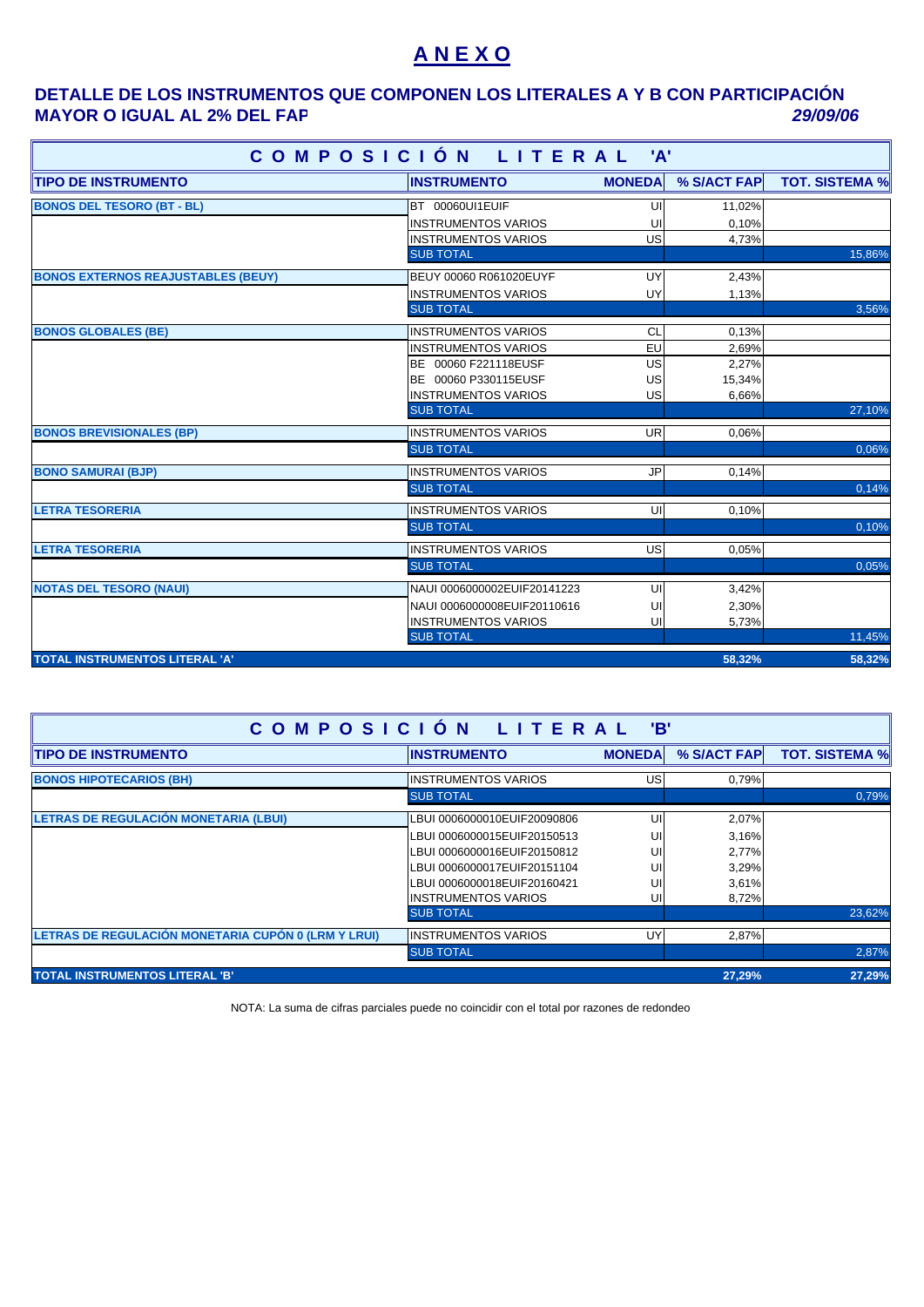# ANEXO

## DETALLE DE LOS INSTRUMENTOS QUE COMPONEN LOS LITERALES A Y B CON PARTICIPACIÓN MAYOR O IGUAL AL 2% DEL FAP

*29/09/06*

### COMPOSICIÓN LITERAL 'A'

| TIPO DE INSTRUMENTO | INSTRUMENTO | MONEDA | % S/ACT FAP | TOT. SISTEMA % |
|---|---|---|---|---|
| BONOS DEL TESORO (BT - BL) | BT 00060UI1EUIF | UI | 11,02% | |
| | INSTRUMENTOS VARIOS | UI | 0,10% | |
| | INSTRUMENTOS VARIOS | US | 4,73% | |
| | SUB TOTAL | | | 15,86% |
| BONOS EXTERNOS REAJUSTABLES (BEUY) | BEUY 00060 R061020EUYF | UY | 2,43% | |
| | INSTRUMENTOS VARIOS | UY | 1,13% | |
| | SUB TOTAL | | | 3,56% |
| BONOS GLOBALES (BE) | INSTRUMENTOS VARIOS | CL | 0,13% | |
| | INSTRUMENTOS VARIOS | EU | 2,69% | |
| | BE 00060 F221118EUSF | US | 2,27% | |
| | BE 00060 P330115EUSF | US | 15,34% | |
| | INSTRUMENTOS VARIOS | US | 6,66% | |
| | SUB TOTAL | | | 27,10% |
| BONOS BREVISIONALES (BP) | INSTRUMENTOS VARIOS | UR | 0,06% | |
| | SUB TOTAL | | | 0,06% |
| BONO SAMURAI (BJP) | INSTRUMENTOS VARIOS | JP | 0,14% | |
| | SUB TOTAL | | | 0,14% |
| LETRA TESORERIA | INSTRUMENTOS VARIOS | UI | 0,10% | |
| | SUB TOTAL | | | 0,10% |
| LETRA TESORERIA | INSTRUMENTOS VARIOS | US | 0,05% | |
| | SUB TOTAL | | | 0,05% |
| NOTAS DEL TESORO (NAUI) | NAUI 0006000002EUIF20141223 | UI | 3,42% | |
| | NAUI 0006000008EUIF20110616 | UI | 2,30% | |
| | INSTRUMENTOS VARIOS | UI | 5,73% | |
| | SUB TOTAL | | | 11,45% |
| TOTAL INSTRUMENTOS LITERAL 'A' | | | 58,32% | 58,32% |

### COMPOSICIÓN LITERAL 'B'

| TIPO DE INSTRUMENTO | INSTRUMENTO | MONEDA | % S/ACT FAP | TOT. SISTEMA % |
|---|---|---|---|---|
| BONOS HIPOTECARIOS (BH) | INSTRUMENTOS VARIOS | US | 0,79% | |
| | SUB TOTAL | | | 0,79% |
| LETRAS DE REGULACIÓN MONETARIA (LBUI) | LBUI 0006000010EUIF20090806 | UI | 2,07% | |
| | LBUI 0006000015EUIF20150513 | UI | 3,16% | |
| | LBUI 0006000016EUIF20150812 | UI | 2,77% | |
| | LBUI 0006000017EUIF20151104 | UI | 3,29% | |
| | LBUI 0006000018EUIF20160421 | UI | 3,61% | |
| | INSTRUMENTOS VARIOS | UI | 8,72% | |
| | SUB TOTAL | | | 23,62% |
| LETRAS DE REGULACIÓN MONETARIA CUPÓN 0 (LRM Y LRUI) | INSTRUMENTOS VARIOS | UY | 2,87% | |
| | SUB TOTAL | | | 2,87% |
| TOTAL INSTRUMENTOS LITERAL 'B' | | | 27,29% | 27,29% |

NOTA: La suma de cifras parciales puede no coincidir con el total por razones de redondeo